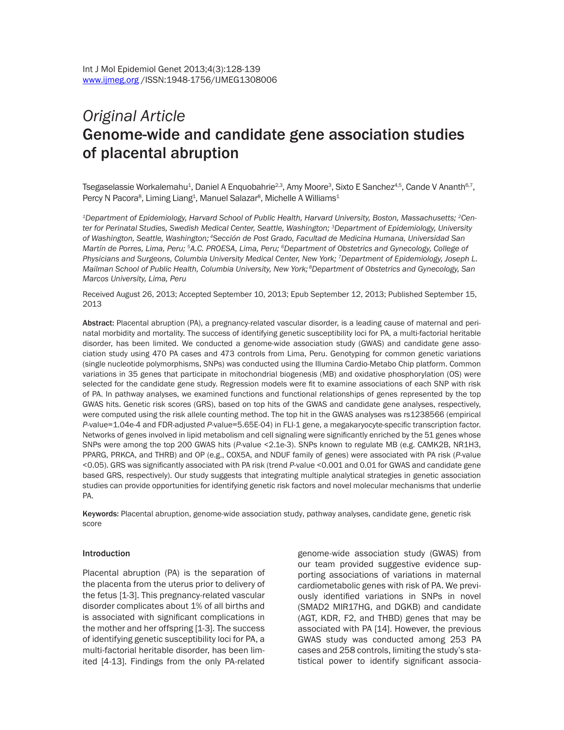*Original Article*

# Genome-wide and candidate gene association studies of placental abruption

Tsegaselassie Workalemahu[1], Daniel A Enquobahrie[2,3], Amy Moore[3], Sixto E Sanchez[4,5], Cande V Ananth[6,7], Percy N Pacora[8], Liming Liang[1], Manuel Salazar[8], Michelle A Williams[1]

*[1]Department of Epidemiology, Harvard School of Public Health, Harvard University, Boston, Massachusetts; [2]Center for Perinatal Studies, Swedish Medical Center, Seattle, Washington; [3]Department of Epidemiology, University of Washington, Seattle, Washington; [4]Sección de Post Grado, Facultad de Medicina Humana, Universidad San Martín de Porres, Lima, Peru; [5]A.C. PROESA, Lima, Peru; [6]Department of Obstetrics and Gynecology, College of Physicians and Surgeons, Columbia University Medical Center, New York; [7]Department of Epidemiology, Joseph L. Mailman School of Public Health, Columbia University, New York; [8]Department of Obstetrics and Gynecology, San Marcos University, Lima, Peru*

Received August 26, 2013; Accepted September 10, 2013; Epub September 12, 2013; Published September 15, 2013

**Abstract:** Placental abruption (PA), a pregnancy-related vascular disorder, is a leading cause of maternal and perinatal morbidity and mortality. The success of identifying genetic susceptibility loci for PA, a multi-factorial heritable disorder, has been limited. We conducted a genome-wide association study (GWAS) and candidate gene association study using 470 PA cases and 473 controls from Lima, Peru. Genotyping for common genetic variations (single nucleotide polymorphisms, SNPs) was conducted using the Illumina Cardio-Metabo Chip platform. Common variations in 35 genes that participate in mitochondrial biogenesis (MB) and oxidative phosphorylation (OS) were selected for the candidate gene study. Regression models were fit to examine associations of each SNP with risk of PA. In pathway analyses, we examined functions and functional relationships of genes represented by the top GWAS hits. Genetic risk scores (GRS), based on top hits of the GWAS and candidate gene analyses, respectively, were computed using the risk allele counting method. The top hit in the GWAS analyses was rs1238566 (empirical *P*-value=1.04e-4 and FDR-adjusted *P*-value=5.65E-04) in FLI-1 gene, a megakaryocyte-specific transcription factor. Networks of genes involved in lipid metabolism and cell signaling were significantly enriched by the 51 genes whose SNPs were among the top 200 GWAS hits (*P*-value <2.1e-3). SNPs known to regulate MB (e.g. CAMK2B, NR1H3, PPARG, PRKCA, and THRB) and OP (e.g., COX5A, and NDUF family of genes) were associated with PA risk (*P*-value <0.05). GRS was significantly associated with PA risk (trend *P*-value <0.001 and 0.01 for GWAS and candidate gene based GRS, respectively). Our study suggests that integrating multiple analytical strategies in genetic association studies can provide opportunities for identifying genetic risk factors and novel molecular mechanisms that underlie PA.

**Keywords:** Placental abruption, genome-wide association study, pathway analyses, candidate gene, genetic risk score

## Introduction

Placental abruption (PA) is the separation of the placenta from the uterus prior to delivery of the fetus [1-3]. This pregnancy-related vascular disorder complicates about 1% of all births and is associated with significant complications in the mother and her offspring [1-3]. The success of identifying genetic susceptibility loci for PA, a multi-factorial heritable disorder, has been limited [4-13]. Findings from the only PA-related genome-wide association study (GWAS) from our team provided suggestive evidence supporting associations of variations in maternal cardiometabolic genes with risk of PA. We previously identified variations in SNPs in novel (SMAD2 MIR17HG, and DGKB) and candidate (AGT, KDR, F2, and THBD) genes that may be associated with PA [14]. However, the previous GWAS study was conducted among 253 PA cases and 258 controls, limiting the study's statistical power to identify significant associa-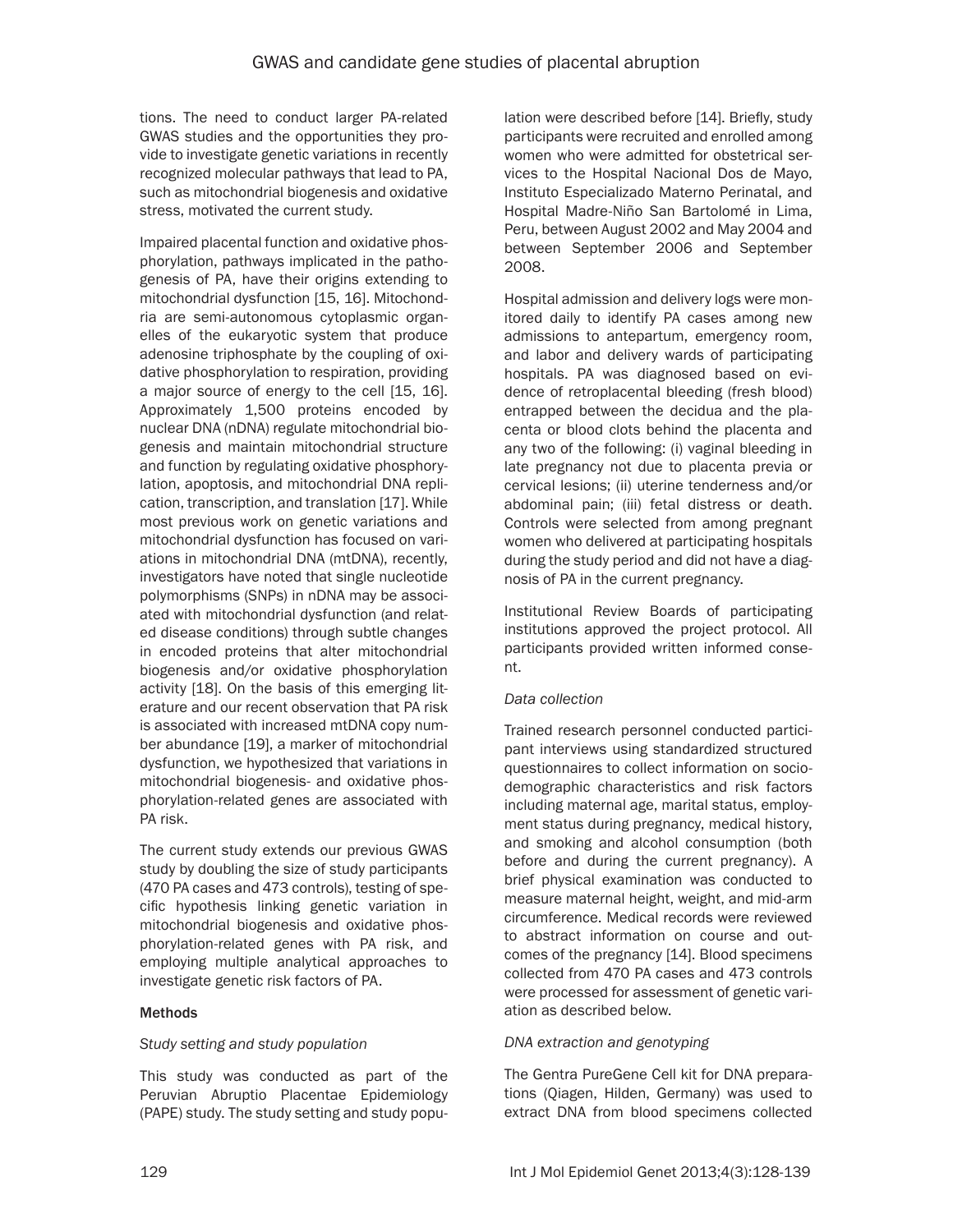tions. The need to conduct larger PA-related GWAS studies and the opportunities they provide to investigate genetic variations in recently recognized molecular pathways that lead to PA, such as mitochondrial biogenesis and oxidative stress, motivated the current study.

Impaired placental function and oxidative phosphorylation, pathways implicated in the pathogenesis of PA, have their origins extending to mitochondrial dysfunction [15, 16]. Mitochondria are semi-autonomous cytoplasmic organelles of the eukaryotic system that produce adenosine triphosphate by the coupling of oxidative phosphorylation to respiration, providing a major source of energy to the cell [15, 16]. Approximately 1,500 proteins encoded by nuclear DNA (nDNA) regulate mitochondrial biogenesis and maintain mitochondrial structure and function by regulating oxidative phosphorylation, apoptosis, and mitochondrial DNA replication, transcription, and translation [17]. While most previous work on genetic variations and mitochondrial dysfunction has focused on variations in mitochondrial DNA (mtDNA), recently, investigators have noted that single nucleotide polymorphisms (SNPs) in nDNA may be associated with mitochondrial dysfunction (and related disease conditions) through subtle changes in encoded proteins that alter mitochondrial biogenesis and/or oxidative phosphorylation activity [18]. On the basis of this emerging literature and our recent observation that PA risk is associated with increased mtDNA copy number abundance [19], a marker of mitochondrial dysfunction, we hypothesized that variations in mitochondrial biogenesis- and oxidative phosphorylation-related genes are associated with PA risk.

The current study extends our previous GWAS study by doubling the size of study participants (470 PA cases and 473 controls), testing of specific hypothesis linking genetic variation in mitochondrial biogenesis and oxidative phosphorylation-related genes with PA risk, and employing multiple analytical approaches to investigate genetic risk factors of PA.

## Methods

### *Study setting and study population*

This study was conducted as part of the Peruvian Abruptio Placentae Epidemiology (PAPE) study. The study setting and study population were described before [14]. Briefly, study participants were recruited and enrolled among women who were admitted for obstetrical services to the Hospital Nacional Dos de Mayo, Instituto Especializado Materno Perinatal, and Hospital Madre-Niño San Bartolomé in Lima, Peru, between August 2002 and May 2004 and between September 2006 and September 2008.

Hospital admission and delivery logs were monitored daily to identify PA cases among new admissions to antepartum, emergency room, and labor and delivery wards of participating hospitals. PA was diagnosed based on evidence of retroplacental bleeding (fresh blood) entrapped between the decidua and the placenta or blood clots behind the placenta and any two of the following: (i) vaginal bleeding in late pregnancy not due to placenta previa or cervical lesions; (ii) uterine tenderness and/or abdominal pain; (iii) fetal distress or death. Controls were selected from among pregnant women who delivered at participating hospitals during the study period and did not have a diagnosis of PA in the current pregnancy.

Institutional Review Boards of participating institutions approved the project protocol. All participants provided written informed consent.

### *Data collection*

Trained research personnel conducted participant interviews using standardized structured questionnaires to collect information on sociodemographic characteristics and risk factors including maternal age, marital status, employment status during pregnancy, medical history, and smoking and alcohol consumption (both before and during the current pregnancy). A brief physical examination was conducted to measure maternal height, weight, and mid-arm circumference. Medical records were reviewed to abstract information on course and outcomes of the pregnancy [14]. Blood specimens collected from 470 PA cases and 473 controls were processed for assessment of genetic variation as described below.

### *DNA extraction and genotyping*

The Gentra PureGene Cell kit for DNA preparations (Qiagen, Hilden, Germany) was used to extract DNA from blood specimens collected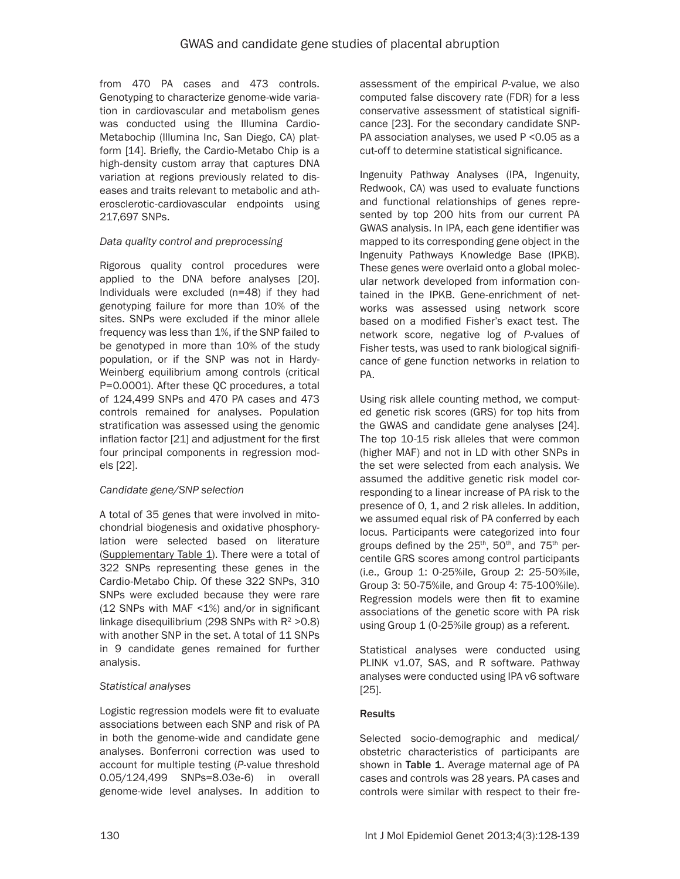from 470 PA cases and 473 controls. Genotyping to characterize genome-wide variation in cardiovascular and metabolism genes was conducted using the Illumina Cardio-Metabochip (Illumina Inc, San Diego, CA) platform [14]. Briefly, the Cardio-Metabo Chip is a high-density custom array that captures DNA variation at regions previously related to diseases and traits relevant to metabolic and atherosclerotic-cardiovascular endpoints using 217,697 SNPs.

*Data quality control and preprocessing*

Rigorous quality control procedures were applied to the DNA before analyses [20]. Individuals were excluded (n=48) if they had genotyping failure for more than 10% of the sites. SNPs were excluded if the minor allele frequency was less than 1%, if the SNP failed to be genotyped in more than 10% of the study population, or if the SNP was not in Hardy-Weinberg equilibrium among controls (critical P=0.0001). After these QC procedures, a total of 124,499 SNPs and 470 PA cases and 473 controls remained for analyses. Population stratification was assessed using the genomic inflation factor [21] and adjustment for the first four principal components in regression models [22].

*Candidate gene/SNP selection*

A total of 35 genes that were involved in mitochondrial biogenesis and oxidative phosphorylation were selected based on literature (Supplementary Table 1). There were a total of 322 SNPs representing these genes in the Cardio-Metabo Chip. Of these 322 SNPs, 310 SNPs were excluded because they were rare (12 SNPs with MAF <1%) and/or in significant linkage disequilibrium (298 SNPs with $R^2$ >0.8) with another SNP in the set. A total of 11 SNPs in 9 candidate genes remained for further analysis.

*Statistical analyses*

Logistic regression models were fit to evaluate associations between each SNP and risk of PA in both the genome-wide and candidate gene analyses. Bonferroni correction was used to account for multiple testing (*P*-value threshold 0.05/124,499 SNPs=8.03e-6) in overall genome-wide level analyses. In addition to assessment of the empirical *P*-value, we also computed false discovery rate (FDR) for a less conservative assessment of statistical significance [23]. For the secondary candidate SNP-PA association analyses, we used P <0.05 as a cut-off to determine statistical significance.

Ingenuity Pathway Analyses (IPA, Ingenuity, Redwook, CA) was used to evaluate functions and functional relationships of genes represented by top 200 hits from our current PA GWAS analysis. In IPA, each gene identifier was mapped to its corresponding gene object in the Ingenuity Pathways Knowledge Base (IPKB). These genes were overlaid onto a global molecular network developed from information contained in the IPKB. Gene-enrichment of networks was assessed using network score based on a modified Fisher's exact test. The network score, negative log of *P*-values of Fisher tests, was used to rank biological significance of gene function networks in relation to PA.

Using risk allele counting method, we computed genetic risk scores (GRS) for top hits from the GWAS and candidate gene analyses [24]. The top 10-15 risk alleles that were common (higher MAF) and not in LD with other SNPs in the set were selected from each analysis. We assumed the additive genetic risk model corresponding to a linear increase of PA risk to the presence of 0, 1, and 2 risk alleles. In addition, we assumed equal risk of PA conferred by each locus. Participants were categorized into four groups defined by the $25^{th}$, $50^{th}$, and $75^{th}$ percentile GRS scores among control participants (i.e., Group 1: 0-25%ile, Group 2: 25-50%ile, Group 3: 50-75%ile, and Group 4: 75-100%ile). Regression models were then fit to examine associations of the genetic score with PA risk using Group 1 (0-25%ile group) as a referent.

Statistical analyses were conducted using PLINK v1.07, SAS, and R software. Pathway analyses were conducted using IPA v6 software [25].

## Results

Selected socio-demographic and medical/obstetric characteristics of participants are shown in **Table 1**. Average maternal age of PA cases and controls was 28 years. PA cases and controls were similar with respect to their fre-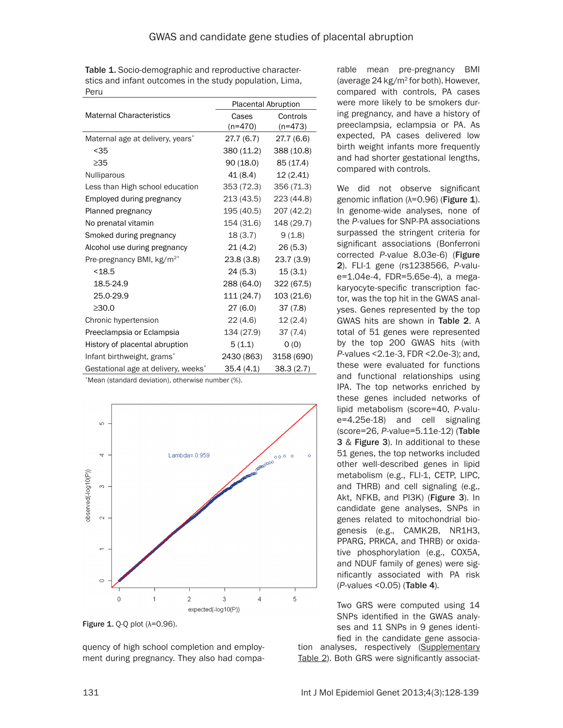Table 1. Socio-demographic and reproductive characterstics and infant outcomes in the study population, Lima, Peru

| Maternal Characteristics | Placental Abruption | |
|---|---|---|
| | Cases (n=470) | Controls (n=473) |
| Maternal age at delivery, years* | 27.7 (6.7) | 27.7 (6.6) |
| <35 | 380 (11.2) | 388 (10.8) |
| ≥35 | 90 (18.0) | 85 (17.4) |
| Nulliparous | 41 (8.4) | 12 (2.41) |
| Less than High school education | 353 (72.3) | 356 (71.3) |
| Employed during pregnancy | 213 (43.5) | 223 (44.8) |
| Planned pregnancy | 195 (40.5) | 207 (42.2) |
| No prenatal vitamin | 154 (31.6) | 148 (29.7) |
| Smoked during pregnancy | 18 (3.7) | 9 (1.8) |
| Alcohol use during pregnancy | 21 (4.2) | 26 (5.3) |
| Pre-pregnancy BMI, kg/m$^2$* | 23.8 (3.8) | 23.7 (3.9) |
| <18.5 | 24 (5.3) | 15 (3.1) |
| 18.5-24.9 | 288 (64.0) | 322 (67.5) |
| 25.0-29.9 | 111 (24.7) | 103 (21.6) |
| ≥30.0 | 27 (6.0) | 37 (7.8) |
| Chronic hypertension | 22 (4.6) | 12 (2.4) |
| Preeclampsia or Eclampsia | 134 (27.9) | 37 (7.4) |
| History of placental abruption | 5 (1.1) | 0 (0) |
| Infant birthweight, grams* | 2430 (863) | 3158 (690) |
| Gestational age at delivery, weeks* | 35.4 (4.1) | 38.3 (2.7) |

*Mean (standard deviation), otherwise number (%).

Figure 1. Q-Q plot (λ=0.96).

quency of high school completion and employment during pregnancy. They also had comparable mean pre-pregnancy BMI (average 24 kg/m$^2$ for both). However, compared with controls, PA cases were more likely to be smokers during pregnancy, and have a history of preeclampsia, eclampsia or PA. As expected, PA cases delivered low birth weight infants more frequently and had shorter gestational lengths, compared with controls.

We did not observe significant genomic inflation (λ=0.96) (**Figure 1**). In genome-wide analyses, none of the *P*-values for SNP-PA associations surpassed the stringent criteria for significant associations (Bonferroni corrected *P*-value 8.03e-6) (**Figure 2**). FLI-1 gene (rs1238566, *P*-value=1.04e-4, FDR=5.65e-4), a megakaryocyte-specific transcription factor, was the top hit in the GWAS analyses. Genes represented by the top GWAS hits are shown in **Table 2**. A total of 51 genes were represented by the top 200 GWAS hits (with *P*-values <2.1e-3, FDR <2.0e-3); and, these were evaluated for functions and functional relationships using IPA. The top networks enriched by these genes included networks of lipid metabolism (score=40, *P*-value=4.25e-18) and cell signaling (score=26, *P*-value=5.11e-12) (**Table 3** & **Figure 3**). In additional to these 51 genes, the top networks included other well-described genes in lipid metabolism (e.g., FLI-1, CETP, LIPC, and THRB) and cell signaling (e.g., Akt, NFKB, and PI3K) (**Figure 3**). In candidate gene analyses, SNPs in genes related to mitochondrial biogenesis (e.g., CAMK2B, NR1H3, PPARG, PRKCA, and THRB) or oxidative phosphorylation (e.g., COX5A, and NDUF family of genes) were significantly associated with PA risk (*P*-values <0.05) (**Table 4**).

Two GRS were computed using 14 SNPs identified in the GWAS analyses and 11 SNPs in 9 genes identified in the candidate gene association analyses, respectively (Supplementary Table 2). Both GRS were significantly associat-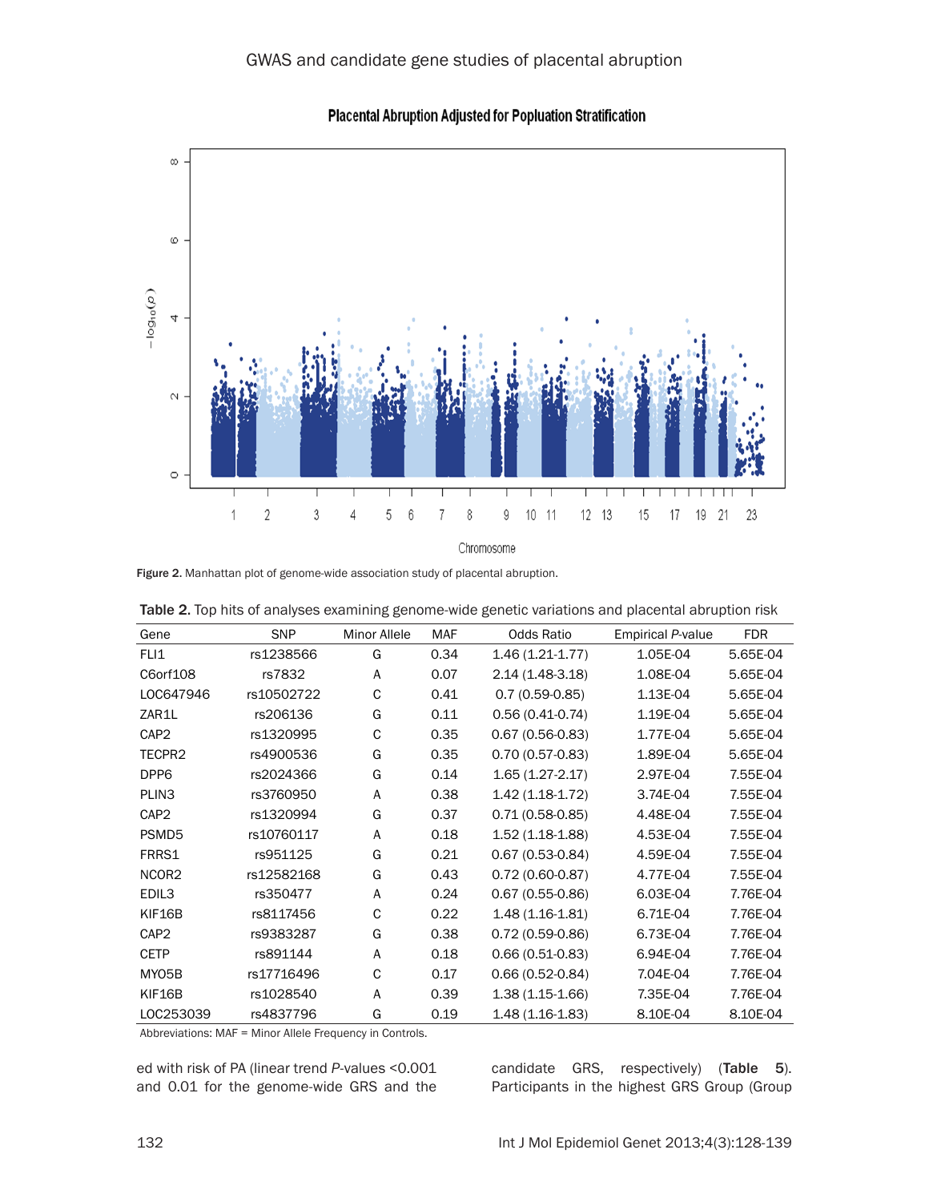Figure 2. Manhattan plot of genome-wide association study of placental abruption.

Table 2. Top hits of analyses examining genome-wide genetic variations and placental abruption risk

| Gene | SNP | Minor Allele | MAF | Odds Ratio | Empirical *P*-value | FDR |
|---|---|---|---|---|---|---|
| FLI1 | rs1238566 | G | 0.34 | 1.46 (1.21-1.77) | 1.05E-04 | 5.65E-04 |
| C6orf108 | rs7832 | A | 0.07 | 2.14 (1.48-3.18) | 1.08E-04 | 5.65E-04 |
| LOC647946 | rs10502722 | C | 0.41 | 0.7 (0.59-0.85) | 1.13E-04 | 5.65E-04 |
| ZAR1L | rs206136 | G | 0.11 | 0.56 (0.41-0.74) | 1.19E-04 | 5.65E-04 |
| CAP2 | rs1320995 | C | 0.35 | 0.67 (0.56-0.83) | 1.77E-04 | 5.65E-04 |
| TECPR2 | rs4900536 | G | 0.35 | 0.70 (0.57-0.83) | 1.89E-04 | 5.65E-04 |
| DPP6 | rs2024366 | G | 0.14 | 1.65 (1.27-2.17) | 2.97E-04 | 7.55E-04 |
| PLIN3 | rs3760950 | A | 0.38 | 1.42 (1.18-1.72) | 3.74E-04 | 7.55E-04 |
| CAP2 | rs1320994 | G | 0.37 | 0.71 (0.58-0.85) | 4.48E-04 | 7.55E-04 |
| PSMD5 | rs10760117 | A | 0.18 | 1.52 (1.18-1.88) | 4.53E-04 | 7.55E-04 |
| FRRS1 | rs951125 | G | 0.21 | 0.67 (0.53-0.84) | 4.59E-04 | 7.55E-04 |
| NCOR2 | rs12582168 | G | 0.43 | 0.72 (0.60-0.87) | 4.77E-04 | 7.55E-04 |
| EDIL3 | rs350477 | A | 0.24 | 0.67 (0.55-0.86) | 6.03E-04 | 7.76E-04 |
| KIF16B | rs8117456 | C | 0.22 | 1.48 (1.16-1.81) | 6.71E-04 | 7.76E-04 |
| CAP2 | rs9383287 | G | 0.38 | 0.72 (0.59-0.86) | 6.73E-04 | 7.76E-04 |
| CETP | rs891144 | A | 0.18 | 0.66 (0.51-0.83) | 6.94E-04 | 7.76E-04 |
| MYO5B | rs17716496 | C | 0.17 | 0.66 (0.52-0.84) | 7.04E-04 | 7.76E-04 |
| KIF16B | rs1028540 | A | 0.39 | 1.38 (1.15-1.66) | 7.35E-04 | 7.76E-04 |
| LOC253039 | rs4837796 | G | 0.19 | 1.48 (1.16-1.83) | 8.10E-04 | 8.10E-04 |

Abbreviations: MAF = Minor Allele Frequency in Controls.

ed with risk of PA (linear trend *P*-values <0.001 and 0.01 for the genome-wide GRS and the candidate GRS, respectively) (**Table 5**). Participants in the highest GRS Group (Group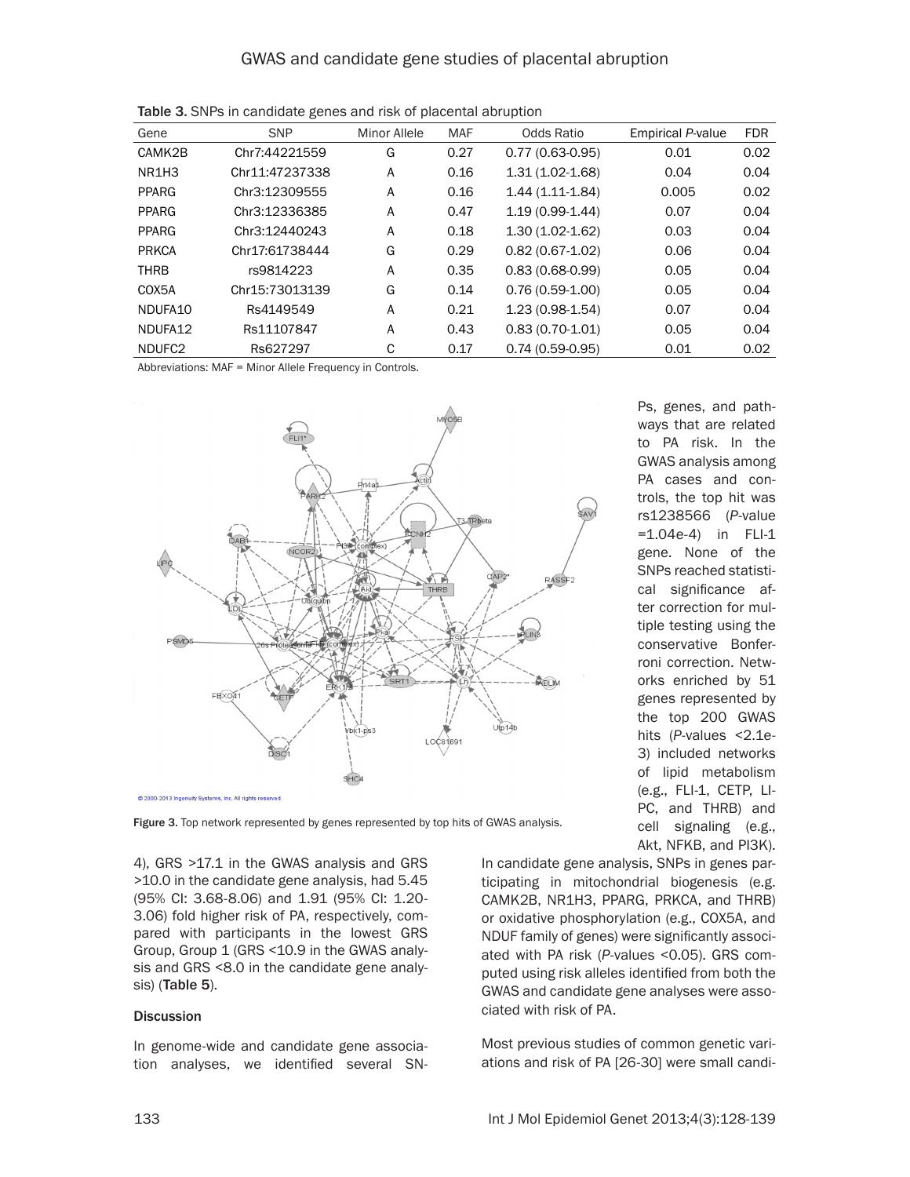**Table 3.** SNPs in candidate genes and risk of placental abruption

| Gene | SNP | Minor Allele | MAF | Odds Ratio | Empirical *P*-value | FDR |
|---|---|---|---|---|---|---|
| CAMK2B | Chr7:44221559 | G | 0.27 | 0.77 (0.63-0.95) | 0.01 | 0.02 |
| NR1H3 | Chr11:47237338 | A | 0.16 | 1.31 (1.02-1.68) | 0.04 | 0.04 |
| PPARG | Chr3:12309555 | A | 0.16 | 1.44 (1.11-1.84) | 0.005 | 0.02 |
| PPARG | Chr3:12336385 | A | 0.47 | 1.19 (0.99-1.44) | 0.07 | 0.04 |
| PPARG | Chr3:12440243 | A | 0.18 | 1.30 (1.02-1.62) | 0.03 | 0.04 |
| PRKCA | Chr17:61738444 | G | 0.29 | 0.82 (0.67-1.02) | 0.06 | 0.04 |
| THRB | rs9814223 | A | 0.35 | 0.83 (0.68-0.99) | 0.05 | 0.04 |
| COX5A | Chr15:73013139 | G | 0.14 | 0.76 (0.59-1.00) | 0.05 | 0.04 |
| NDUFA10 | Rs4149549 | A | 0.21 | 1.23 (0.98-1.54) | 0.07 | 0.04 |
| NDUFA12 | Rs11107847 | A | 0.43 | 0.83 (0.70-1.01) | 0.05 | 0.04 |
| NDUFC2 | Rs627297 | C | 0.17 | 0.74 (0.59-0.95) | 0.01 | 0.02 |

Abbreviations: MAF = Minor Allele Frequency in Controls.

**Figure 3.** Top network represented by genes represented by top hits of GWAS analysis.

4), GRS >17.1 in the GWAS analysis and GRS >10.0 in the candidate gene analysis, had 5.45 (95% CI: 3.68-8.06) and 1.91 (95% CI: 1.20-3.06) fold higher risk of PA, respectively, compared with participants in the lowest GRS Group, Group 1 (GRS <10.9 in the GWAS analysis and GRS <8.0 in the candidate gene analysis) (**Table 5**).

## Discussion

In genome-wide and candidate gene association analyses, we identified several SNPs, genes, and pathways that are related to PA risk. In the GWAS analysis among PA cases and controls, the top hit was rs1238566 (*P*-value =1.04e-4) in FLI-1 gene. None of the SNPs reached statistical significance after correction for multiple testing using the conservative Bonferroni correction. Networks enriched by 51 genes represented by the top 200 GWAS hits (*P*-values <2.1e-3) included networks of lipid metabolism (e.g., FLI-1, CETP, LIPC, and THRB) and cell signaling (e.g., Akt, NFKB, and PI3K). In candidate gene analysis, SNPs in genes participating in mitochondrial biogenesis (e.g. CAMK2B, NR1H3, PPARG, PRKCA, and THRB) or oxidative phosphorylation (e.g., COX5A, and NDUF family of genes) were significantly associated with PA risk (*P*-values <0.05). GRS computed using risk alleles identified from both the GWAS and candidate gene analyses were associated with risk of PA.

Most previous studies of common genetic variations and risk of PA [26-30] were small candi-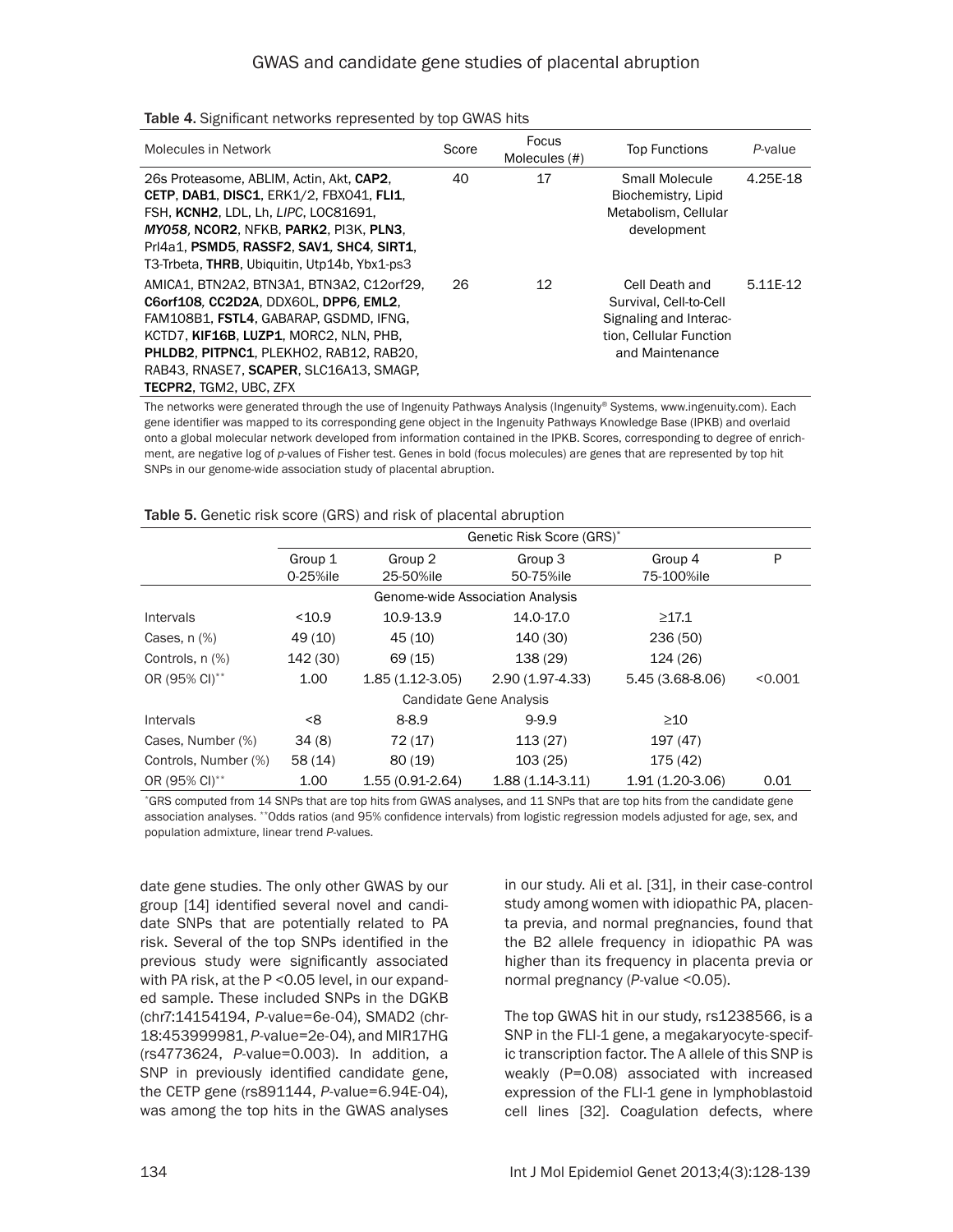**Table 4.** Significant networks represented by top GWAS hits

| Molecules in Network | Score | Focus Molecules (#) | Top Functions | *P*-value |
|---|---|---|---|---|
| 26s Proteasome, ABLIM, Actin, Akt, **CAP2**, **CETP**, **DAB1**, **DISC1**, ERK1/2, FBXO41, **FLI1**, FSH, **KCNH2**, LDL, Lh, *LIPC*, LOC81691, ***MYO58***, **NCOR2**, NFKB, **PARK2**, PI3K, **PLN3**, Prl4a1, **PSMD5**, **RASSF2**, **SAV1**, **SHC4**, **SIRT1**, T3-Trbeta, **THRB**, Ubiquitin, Utp14b, Ybx1-ps3 | 40 | 17 | Small Molecule Biochemistry, Lipid Metabolism, Cellular development | 4.25E-18 |
| AMICA1, BTN2A2, BTN3A1, BTN3A2, C12orf29, **C6orf108**, **CC2D2A**, DDX60L, **DPP6**, **EML2**, FAM108B1, **FSTL4**, GABARAP, GSDMD, IFNG, KCTD7, **KIF16B**, **LUZP1**, MORC2, NLN, PHB, **PHLDB2**, **PITPNC1**, PLEKHO2, RAB12, RAB20, RAB43, RNASE7, **SCAPER**, SLC16A13, SMAGP, **TECPR2**, TGM2, UBC, ZFX | 26 | 12 | Cell Death and Survival, Cell-to-Cell Signaling and Interaction, Cellular Function and Maintenance | 5.11E-12 |

The networks were generated through the use of Ingenuity Pathways Analysis (Ingenuity® Systems, www.ingenuity.com). Each gene identifier was mapped to its corresponding gene object in the Ingenuity Pathways Knowledge Base (IPKB) and overlaid onto a global molecular network developed from information contained in the IPKB. Scores, corresponding to degree of enrichment, are negative log of *p*-values of Fisher test. Genes in bold (focus molecules) are genes that are represented by top hit SNPs in our genome-wide association study of placental abruption.

**Table 5.** Genetic risk score (GRS) and risk of placental abruption

| | Genetic Risk Score (GRS)* | | | | |
|---|---|---|---|---|---|
| | Group 1 0-25%ile | Group 2 25-50%ile | Group 3 50-75%ile | Group 4 75-100%ile | P |
| | | Genome-wide Association Analysis | | | |
| Intervals | <10.9 | 10.9-13.9 | 14.0-17.0 | ≥17.1 | |
| Cases, n (%) | 49 (10) | 45 (10) | 140 (30) | 236 (50) | |
| Controls, n (%) | 142 (30) | 69 (15) | 138 (29) | 124 (26) | |
| OR (95% CI)** | 1.00 | 1.85 (1.12-3.05) | 2.90 (1.97-4.33) | 5.45 (3.68-8.06) | <0.001 |
| | | Candidate Gene Analysis | | | |
| Intervals | <8 | 8-8.9 | 9-9.9 | ≥10 | |
| Cases, Number (%) | 34 (8) | 72 (17) | 113 (27) | 197 (47) | |
| Controls, Number (%) | 58 (14) | 80 (19) | 103 (25) | 175 (42) | |
| OR (95% CI)** | 1.00 | 1.55 (0.91-2.64) | 1.88 (1.14-3.11) | 1.91 (1.20-3.06) | 0.01 |

*GRS computed from 14 SNPs that are top hits from GWAS analyses, and 11 SNPs that are top hits from the candidate gene association analyses. **Odds ratios (and 95% confidence intervals) from logistic regression models adjusted for age, sex, and population admixture, linear trend *P*-values.

date gene studies. The only other GWAS by our group [14] identified several novel and candidate SNPs that are potentially related to PA risk. Several of the top SNPs identified in the previous study were significantly associated with PA risk, at the P <0.05 level, in our expanded sample. These included SNPs in the DGKB (chr7:14154194, *P*-value=6e-04), SMAD2 (chr18:453999981, *P*-value=2e-04), and MIR17HG (rs4773624, *P*-value=0.003). In addition, a SNP in previously identified candidate gene, the CETP gene (rs891144, *P*-value=6.94E-04), was among the top hits in the GWAS analyses in our study. Ali et al. [31], in their case-control study among women with idiopathic PA, placenta previa, and normal pregnancies, found that the B2 allele frequency in idiopathic PA was higher than its frequency in placenta previa or normal pregnancy (*P*-value <0.05).

The top GWAS hit in our study, rs1238566, is a SNP in the FLI-1 gene, a megakaryocyte-specific transcription factor. The A allele of this SNP is weakly (P=0.08) associated with increased expression of the FLI-1 gene in lymphoblastoid cell lines [32]. Coagulation defects, where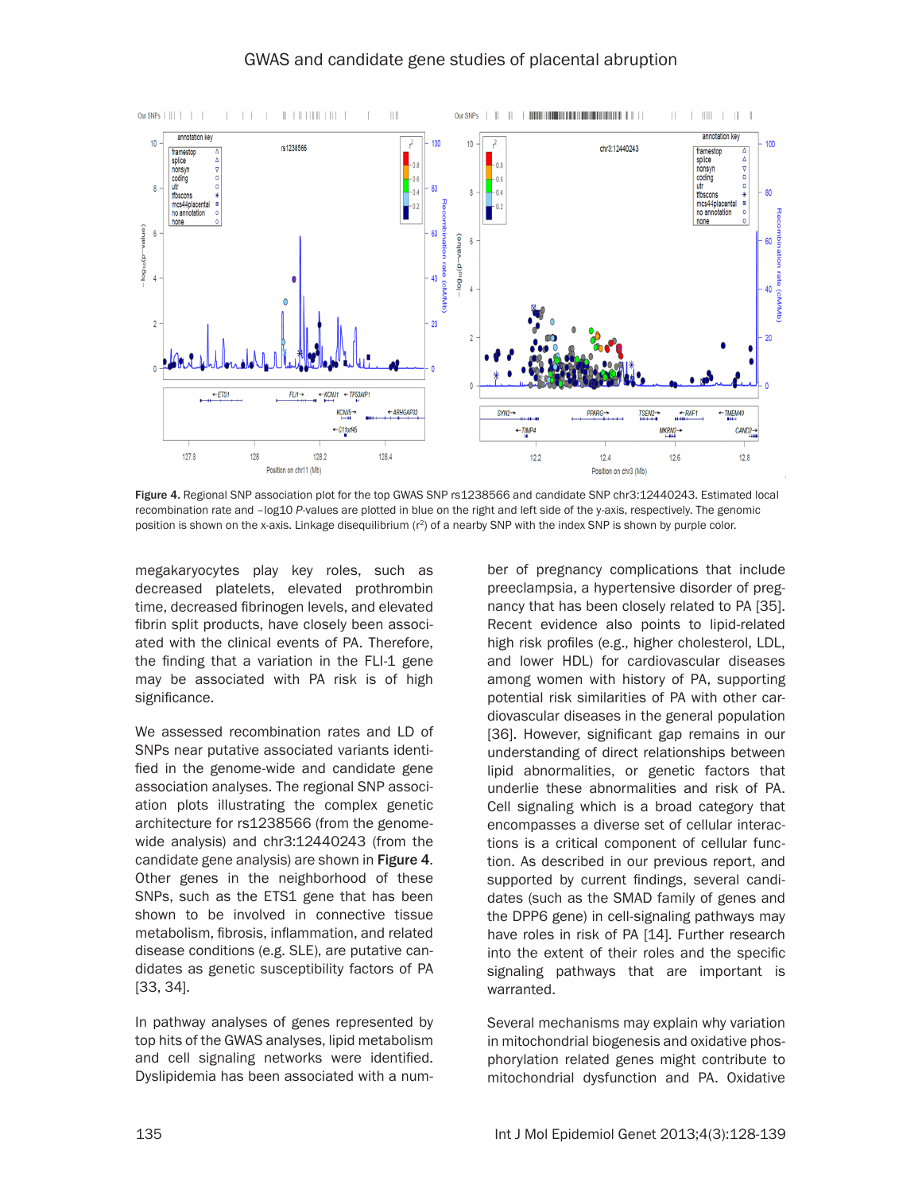Figure 4. Regional SNP association plot for the top GWAS SNP rs1238566 and candidate SNP chr3:12440243. Estimated local recombination rate and –log10 *P*-values are plotted in blue on the right and left side of the y-axis, respectively. The genomic position is shown on the x-axis. Linkage disequilibrium ($r^2$) of a nearby SNP with the index SNP is shown by purple color.

megakaryocytes play key roles, such as decreased platelets, elevated prothrombin time, decreased fibrinogen levels, and elevated fibrin split products, have closely been associated with the clinical events of PA. Therefore, the finding that a variation in the FLI-1 gene may be associated with PA risk is of high significance.

We assessed recombination rates and LD of SNPs near putative associated variants identified in the genome-wide and candidate gene association analyses. The regional SNP association plots illustrating the complex genetic architecture for rs1238566 (from the genome-wide analysis) and chr3:12440243 (from the candidate gene analysis) are shown in **Figure 4**. Other genes in the neighborhood of these SNPs, such as the ETS1 gene that has been shown to be involved in connective tissue metabolism, fibrosis, inflammation, and related disease conditions (e.g. SLE), are putative candidates as genetic susceptibility factors of PA [33, 34].

In pathway analyses of genes represented by top hits of the GWAS analyses, lipid metabolism and cell signaling networks were identified. Dyslipidemia has been associated with a number of pregnancy complications that include preeclampsia, a hypertensive disorder of pregnancy that has been closely related to PA [35]. Recent evidence also points to lipid-related high risk profiles (e.g., higher cholesterol, LDL, and lower HDL) for cardiovascular diseases among women with history of PA, supporting potential risk similarities of PA with other cardiovascular diseases in the general population [36]. However, significant gap remains in our understanding of direct relationships between lipid abnormalities, or genetic factors that underlie these abnormalities and risk of PA. Cell signaling which is a broad category that encompasses a diverse set of cellular interactions is a critical component of cellular function. As described in our previous report, and supported by current findings, several candidates (such as the SMAD family of genes and the DPP6 gene) in cell-signaling pathways may have roles in risk of PA [14]. Further research into the extent of their roles and the specific signaling pathways that are important is warranted.

Several mechanisms may explain why variation in mitochondrial biogenesis and oxidative phosphorylation related genes might contribute to mitochondrial dysfunction and PA. Oxidative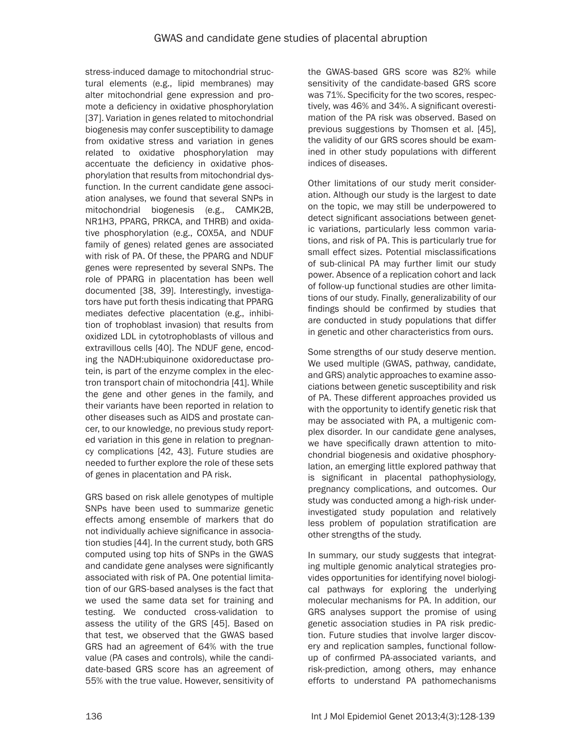stress-induced damage to mitochondrial structural elements (e.g., lipid membranes) may alter mitochondrial gene expression and promote a deficiency in oxidative phosphorylation [37]. Variation in genes related to mitochondrial biogenesis may confer susceptibility to damage from oxidative stress and variation in genes related to oxidative phosphorylation may accentuate the deficiency in oxidative phosphorylation that results from mitochondrial dysfunction. In the current candidate gene association analyses, we found that several SNPs in mitochondrial biogenesis (e.g., CAMK2B, NR1H3, PPARG, PRKCA, and THRB) and oxidative phosphorylation (e.g., COX5A, and NDUF family of genes) related genes are associated with risk of PA. Of these, the PPARG and NDUF genes were represented by several SNPs. The role of PPARG in placentation has been well documented [38, 39]. Interestingly, investigators have put forth thesis indicating that PPARG mediates defective placentation (e.g., inhibition of trophoblast invasion) that results from oxidized LDL in cytotrophoblasts of villous and extravillous cells [40]. The NDUF gene, encoding the NADH:ubiquinone oxidoreductase protein, is part of the enzyme complex in the electron transport chain of mitochondria [41]. While the gene and other genes in the family, and their variants have been reported in relation to other diseases such as AIDS and prostate cancer, to our knowledge, no previous study reported variation in this gene in relation to pregnancy complications [42, 43]. Future studies are needed to further explore the role of these sets of genes in placentation and PA risk.

GRS based on risk allele genotypes of multiple SNPs have been used to summarize genetic effects among ensemble of markers that do not individually achieve significance in association studies [44]. In the current study, both GRS computed using top hits of SNPs in the GWAS and candidate gene analyses were significantly associated with risk of PA. One potential limitation of our GRS-based analyses is the fact that we used the same data set for training and testing. We conducted cross-validation to assess the utility of the GRS [45]. Based on that test, we observed that the GWAS based GRS had an agreement of 64% with the true value (PA cases and controls), while the candidate-based GRS score has an agreement of 55% with the true value. However, sensitivity of the GWAS-based GRS score was 82% while sensitivity of the candidate-based GRS score was 71%. Specificity for the two scores, respectively, was 46% and 34%. A significant overestimation of the PA risk was observed. Based on previous suggestions by Thomsen et al. [45], the validity of our GRS scores should be examined in other study populations with different indices of diseases.

Other limitations of our study merit consideration. Although our study is the largest to date on the topic, we may still be underpowered to detect significant associations between genetic variations, particularly less common variations, and risk of PA. This is particularly true for small effect sizes. Potential misclassifications of sub-clinical PA may further limit our study power. Absence of a replication cohort and lack of follow-up functional studies are other limitations of our study. Finally, generalizability of our findings should be confirmed by studies that are conducted in study populations that differ in genetic and other characteristics from ours.

Some strengths of our study deserve mention. We used multiple (GWAS, pathway, candidate, and GRS) analytic approaches to examine associations between genetic susceptibility and risk of PA. These different approaches provided us with the opportunity to identify genetic risk that may be associated with PA, a multigenic complex disorder. In our candidate gene analyses, we have specifically drawn attention to mitochondrial biogenesis and oxidative phosphorylation, an emerging little explored pathway that is significant in placental pathophysiology, pregnancy complications, and outcomes. Our study was conducted among a high-risk under-investigated study population and relatively less problem of population stratification are other strengths of the study.

In summary, our study suggests that integrating multiple genomic analytical strategies provides opportunities for identifying novel biological pathways for exploring the underlying molecular mechanisms for PA. In addition, our GRS analyses support the promise of using genetic association studies in PA risk prediction. Future studies that involve larger discovery and replication samples, functional follow-up of confirmed PA-associated variants, and risk-prediction, among others, may enhance efforts to understand PA pathomechanisms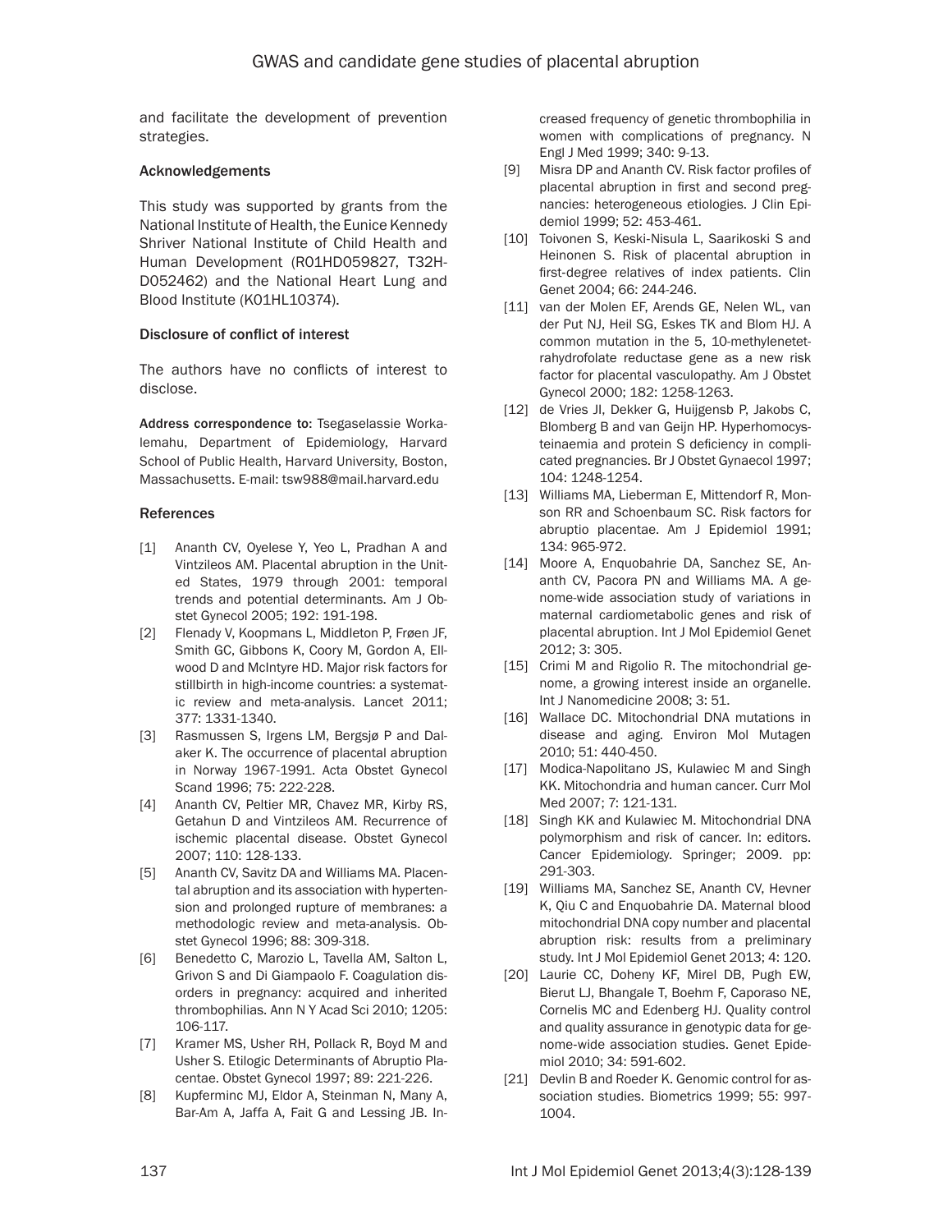and facilitate the development of prevention strategies.

### Acknowledgements

This study was supported by grants from the National Institute of Health, the Eunice Kennedy Shriver National Institute of Child Health and Human Development (R01HD059827, T32HD052462) and the National Heart Lung and Blood Institute (K01HL10374).

### Disclosure of conflict of interest

The authors have no conflicts of interest to disclose.

**Address correspondence to:** Tsegaselassie Workalemahu, Department of Epidemiology, Harvard School of Public Health, Harvard University, Boston, Massachusetts. E-mail: tsw988@mail.harvard.edu

### References

[1] Ananth CV, Oyelese Y, Yeo L, Pradhan A and Vintzileos AM. Placental abruption in the United States, 1979 through 2001: temporal trends and potential determinants. Am J Obstet Gynecol 2005; 192: 191-198.

[2] Flenady V, Koopmans L, Middleton P, Frøen JF, Smith GC, Gibbons K, Coory M, Gordon A, Ellwood D and McIntyre HD. Major risk factors for stillbirth in high-income countries: a systematic review and meta-analysis. Lancet 2011; 377: 1331-1340.

[3] Rasmussen S, Irgens LM, Bergsjø P and Dalaker K. The occurrence of placental abruption in Norway 1967-1991. Acta Obstet Gynecol Scand 1996; 75: 222-228.

[4] Ananth CV, Peltier MR, Chavez MR, Kirby RS, Getahun D and Vintzileos AM. Recurrence of ischemic placental disease. Obstet Gynecol 2007; 110: 128-133.

[5] Ananth CV, Savitz DA and Williams MA. Placental abruption and its association with hypertension and prolonged rupture of membranes: a methodologic review and meta-analysis. Obstet Gynecol 1996; 88: 309-318.

[6] Benedetto C, Marozio L, Tavella AM, Salton L, Grivon S and Di Giampaolo F. Coagulation disorders in pregnancy: acquired and inherited thrombophilias. Ann N Y Acad Sci 2010; 1205: 106-117.

[7] Kramer MS, Usher RH, Pollack R, Boyd M and Usher S. Etilogic Determinants of Abruptio Placentae. Obstet Gynecol 1997; 89: 221-226.

[8] Kupferminc MJ, Eldor A, Steinman N, Many A, Bar-Am A, Jaffa A, Fait G and Lessing JB. Increased frequency of genetic thrombophilia in women with complications of pregnancy. N Engl J Med 1999; 340: 9-13.

[9] Misra DP and Ananth CV. Risk factor profiles of placental abruption in first and second pregnancies: heterogeneous etiologies. J Clin Epidemiol 1999; 52: 453-461.

[10] Toivonen S, Keski-Nisula L, Saarikoski S and Heinonen S. Risk of placental abruption in first-degree relatives of index patients. Clin Genet 2004; 66: 244-246.

[11] van der Molen EF, Arends GE, Nelen WL, van der Put NJ, Heil SG, Eskes TK and Blom HJ. A common mutation in the 5, 10-methylenetetrahydrofolate reductase gene as a new risk factor for placental vasculopathy. Am J Obstet Gynecol 2000; 182: 1258-1263.

[12] de Vries JI, Dekker G, Huijgensb P, Jakobs C, Blomberg B and van Geijn HP. Hyperhomocysteinaemia and protein S deficiency in complicated pregnancies. Br J Obstet Gynaecol 1997; 104: 1248-1254.

[13] Williams MA, Lieberman E, Mittendorf R, Monson RR and Schoenbaum SC. Risk factors for abruptio placentae. Am J Epidemiol 1991; 134: 965-972.

[14] Moore A, Enquobahrie DA, Sanchez SE, Ananth CV, Pacora PN and Williams MA. A genome-wide association study of variations in maternal cardiometabolic genes and risk of placental abruption. Int J Mol Epidemiol Genet 2012; 3: 305.

[15] Crimi M and Rigolio R. The mitochondrial genome, a growing interest inside an organelle. Int J Nanomedicine 2008; 3: 51.

[16] Wallace DC. Mitochondrial DNA mutations in disease and aging. Environ Mol Mutagen 2010; 51: 440-450.

[17] Modica-Napolitano JS, Kulawiec M and Singh KK. Mitochondria and human cancer. Curr Mol Med 2007; 7: 121-131.

[18] Singh KK and Kulawiec M. Mitochondrial DNA polymorphism and risk of cancer. In: editors. Cancer Epidemiology. Springer; 2009. pp: 291-303.

[19] Williams MA, Sanchez SE, Ananth CV, Hevner K, Qiu C and Enquobahrie DA. Maternal blood mitochondrial DNA copy number and placental abruption risk: results from a preliminary study. Int J Mol Epidemiol Genet 2013; 4: 120.

[20] Laurie CC, Doheny KF, Mirel DB, Pugh EW, Bierut LJ, Bhangale T, Boehm F, Caporaso NE, Cornelis MC and Edenberg HJ. Quality control and quality assurance in genotypic data for genome-wide association studies. Genet Epidemiol 2010; 34: 591-602.

[21] Devlin B and Roeder K. Genomic control for association studies. Biometrics 1999; 55: 997-1004.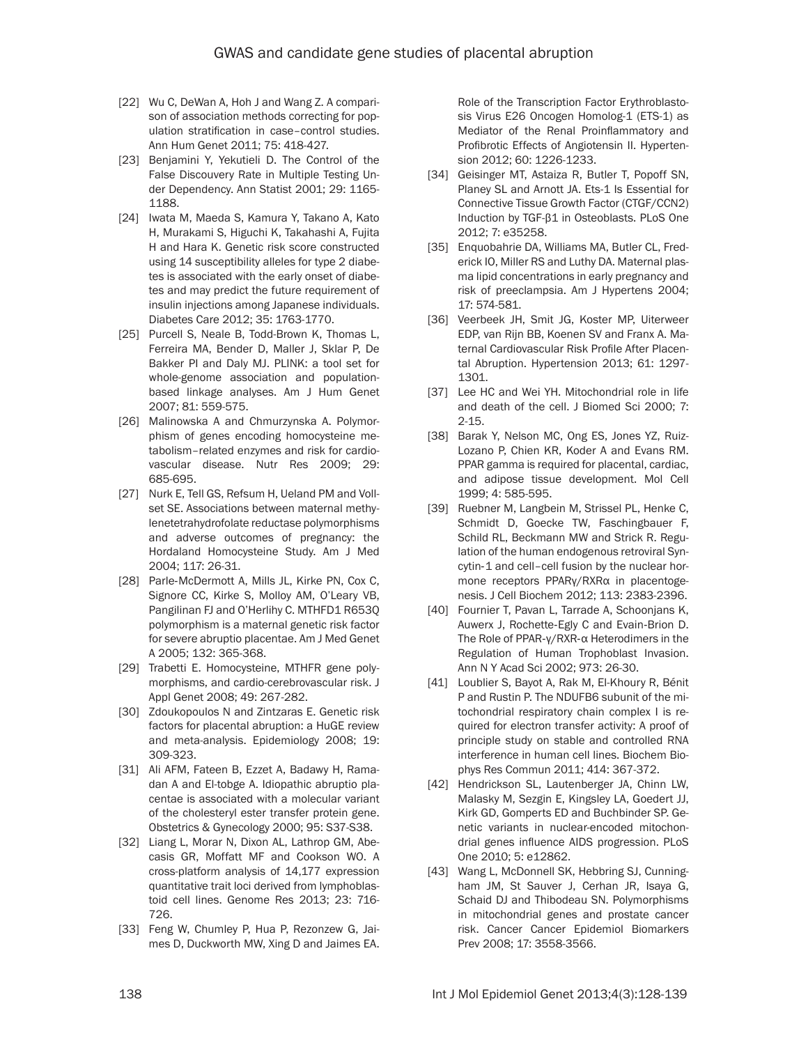[22] Wu C, DeWan A, Hoh J and Wang Z. A comparison of association methods correcting for population stratification in case–control studies. Ann Hum Genet 2011; 75: 418-427.

[23] Benjamini Y, Yekutieli D. The Control of the False Discouvery Rate in Multiple Testing Under Dependency. Ann Statist 2001; 29: 1165-1188.

[24] Iwata M, Maeda S, Kamura Y, Takano A, Kato H, Murakami S, Higuchi K, Takahashi A, Fujita H and Hara K. Genetic risk score constructed using 14 susceptibility alleles for type 2 diabetes is associated with the early onset of diabetes and may predict the future requirement of insulin injections among Japanese individuals. Diabetes Care 2012; 35: 1763-1770.

[25] Purcell S, Neale B, Todd-Brown K, Thomas L, Ferreira MA, Bender D, Maller J, Sklar P, De Bakker PI and Daly MJ. PLINK: a tool set for whole-genome association and population-based linkage analyses. Am J Hum Genet 2007; 81: 559-575.

[26] Malinowska A and Chmurzynska A. Polymorphism of genes encoding homocysteine metabolism–related enzymes and risk for cardiovascular disease. Nutr Res 2009; 29: 685-695.

[27] Nurk E, Tell GS, Refsum H, Ueland PM and Vollset SE. Associations between maternal methylenetetrahydrofolate reductase polymorphisms and adverse outcomes of pregnancy: the Hordaland Homocysteine Study. Am J Med 2004; 117: 26-31.

[28] Parle-McDermott A, Mills JL, Kirke PN, Cox C, Signore CC, Kirke S, Molloy AM, O'Leary VB, Pangilinan FJ and O'Herlihy C. MTHFD1 R653Q polymorphism is a maternal genetic risk factor for severe abruptio placentae. Am J Med Genet A 2005; 132: 365-368.

[29] Trabetti E. Homocysteine, MTHFR gene polymorphisms, and cardio-cerebrovascular risk. J Appl Genet 2008; 49: 267-282.

[30] Zdoukopoulos N and Zintzaras E. Genetic risk factors for placental abruption: a HuGE review and meta-analysis. Epidemiology 2008; 19: 309-323.

[31] Ali AFM, Fateen B, Ezzet A, Badawy H, Ramadan A and El-tobge A. Idiopathic abruptio placentae is associated with a molecular variant of the cholesteryl ester transfer protein gene. Obstetrics & Gynecology 2000; 95: S37-S38.

[32] Liang L, Morar N, Dixon AL, Lathrop GM, Abecasis GR, Moffatt MF and Cookson WO. A cross-platform analysis of 14,177 expression quantitative trait loci derived from lymphoblastoid cell lines. Genome Res 2013; 23: 716-726.

[33] Feng W, Chumley P, Hua P, Rezonzew G, Jaimes D, Duckworth MW, Xing D and Jaimes EA. Role of the Transcription Factor Erythroblastosis Virus E26 Oncogen Homolog-1 (ETS-1) as Mediator of the Renal Proinflammatory and Profibrotic Effects of Angiotensin II. Hypertension 2012; 60: 1226-1233.

[34] Geisinger MT, Astaiza R, Butler T, Popoff SN, Planey SL and Arnott JA. Ets-1 Is Essential for Connective Tissue Growth Factor (CTGF/CCN2) Induction by TGF-β1 in Osteoblasts. PLoS One 2012; 7: e35258.

[35] Enquobahrie DA, Williams MA, Butler CL, Frederick IO, Miller RS and Luthy DA. Maternal plasma lipid concentrations in early pregnancy and risk of preeclampsia. Am J Hypertens 2004; 17: 574-581.

[36] Veerbeek JH, Smit JG, Koster MP, Uiterweer EDP, van Rijn BB, Koenen SV and Franx A. Maternal Cardiovascular Risk Profile After Placental Abruption. Hypertension 2013; 61: 1297-1301.

[37] Lee HC and Wei YH. Mitochondrial role in life and death of the cell. J Biomed Sci 2000; 7: 2-15.

[38] Barak Y, Nelson MC, Ong ES, Jones YZ, Ruiz-Lozano P, Chien KR, Koder A and Evans RM. PPAR gamma is required for placental, cardiac, and adipose tissue development. Mol Cell 1999; 4: 585-595.

[39] Ruebner M, Langbein M, Strissel PL, Henke C, Schmidt D, Goecke TW, Faschingbauer F, Schild RL, Beckmann MW and Strick R. Regulation of the human endogenous retroviral Syncytin-1 and cell–cell fusion by the nuclear hormone receptors PPARγ/RXRα in placentogenesis. J Cell Biochem 2012; 113: 2383-2396.

[40] Fournier T, Pavan L, Tarrade A, Schoonjans K, Auwerx J, Rochette-Egly C and Evain-Brion D. The Role of PPAR-γ/RXR-α Heterodimers in the Regulation of Human Trophoblast Invasion. Ann N Y Acad Sci 2002; 973: 26-30.

[41] Loublier S, Bayot A, Rak M, El-Khoury R, Bénit P and Rustin P. The NDUFB6 subunit of the mitochondrial respiratory chain complex I is required for electron transfer activity: A proof of principle study on stable and controlled RNA interference in human cell lines. Biochem Biophys Res Commun 2011; 414: 367-372.

[42] Hendrickson SL, Lautenberger JA, Chinn LW, Malasky M, Sezgin E, Kingsley LA, Goedert JJ, Kirk GD, Gomperts ED and Buchbinder SP. Genetic variants in nuclear-encoded mitochondrial genes influence AIDS progression. PLoS One 2010; 5: e12862.

[43] Wang L, McDonnell SK, Hebbring SJ, Cunningham JM, St Sauver J, Cerhan JR, Isaya G, Schaid DJ and Thibodeau SN. Polymorphisms in mitochondrial genes and prostate cancer risk. Cancer Cancer Epidemiol Biomarkers Prev 2008; 17: 3558-3566.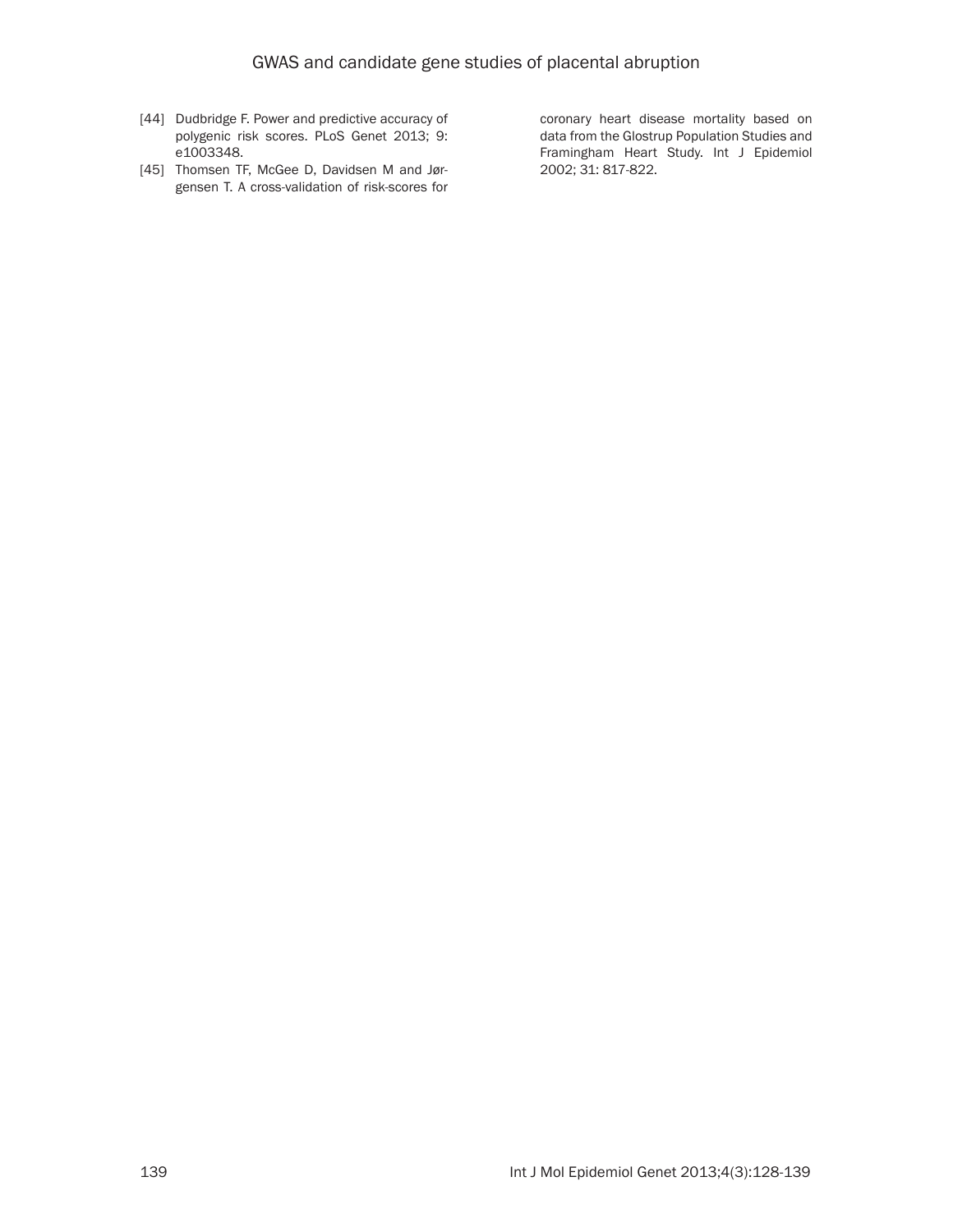[44] Dudbridge F. Power and predictive accuracy of polygenic risk scores. PLoS Genet 2013; 9: e1003348.

[45] Thomsen TF, McGee D, Davidsen M and Jørgensen T. A cross-validation of risk-scores for coronary heart disease mortality based on data from the Glostrup Population Studies and Framingham Heart Study. Int J Epidemiol 2002; 31: 817-822.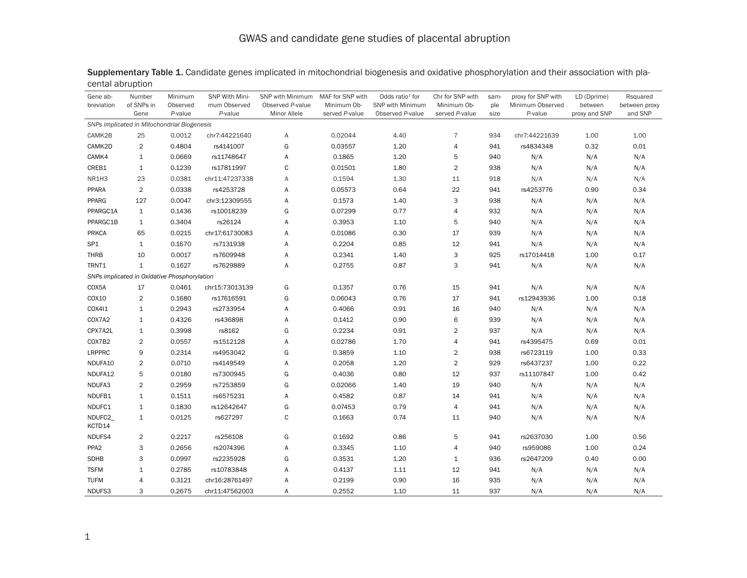**Supplementary Table 1.** Candidate genes implicated in mitochondrial biogenesis and oxidative phosphorylation and their association with placental abruption

| Gene abbreviation | Number of SNPs in Gene | Minimum Observed *P*-value | SNP With Minimum Observed *P*-value | SNP with Minimum Observed *P*-value Minor Allele | MAF for SNP with Minimum Observed *P*-value | Odds ratio† for SNP with Minimum Observed *P*-value | Chr for SNP with Minimum Observed *P*-value | sample size | proxy for SNP with Minimum Observed *P*-value | LD (Dprime) between proxy and SNP | Rsquared between proxy and SNP |
|---|---|---|---|---|---|---|---|---|---|---|---|
| *SNPs implicated in Mitochondrial Biogenesis* | | | | | | | | | | | |
| CAMK2B | 25 | 0.0012 | chr7:44221640 | A | 0.02044 | 4.40 | 7 | 934 | chr7:44221639 | 1.00 | 1.00 |
| CAMK2D | 2 | 0.4804 | rs4141007 | G | 0.03557 | 1.20 | 4 | 941 | rs4834348 | 0.32 | 0.01 |
| CAMK4 | 1 | 0.0669 | rs11748647 | A | 0.1865 | 1.20 | 5 | 940 | N/A | N/A | N/A |
| CREB1 | 1 | 0.1239 | rs17811997 | C | 0.01501 | 1.80 | 2 | 938 | N/A | N/A | N/A |
| NR1H3 | 23 | 0.0381 | chr11:47237338 | A | 0.1594 | 1.30 | 11 | 918 | N/A | N/A | N/A |
| PPARA | 2 | 0.0338 | rs4253728 | A | 0.05573 | 0.64 | 22 | 941 | rs4253776 | 0.90 | 0.34 |
| PPARG | 127 | 0.0047 | chr3:12309555 | A | 0.1573 | 1.40 | 3 | 938 | N/A | N/A | N/A |
| PPARGC1A | 1 | 0.1436 | rs10018239 | G | 0.07299 | 0.77 | 4 | 932 | N/A | N/A | N/A |
| PPARGC1B | 1 | 0.3404 | rs26124 | A | 0.3953 | 1.10 | 5 | 940 | N/A | N/A | N/A |
| PRKCA | 65 | 0.0215 | chr17:61730083 | A | 0.01086 | 0.30 | 17 | 939 | N/A | N/A | N/A |
| SP1 | 1 | 0.1670 | rs7131938 | A | 0.2204 | 0.85 | 12 | 941 | N/A | N/A | N/A |
| THRB | 10 | 0.0017 | rs7609948 | A | 0.2341 | 1.40 | 3 | 925 | rs17014418 | 1.00 | 0.17 |
| TRNT1 | 1 | 0.1627 | rs7629889 | A | 0.2755 | 0.87 | 3 | 941 | N/A | N/A | N/A |
| *SNPs implicated in Oxidative Phosphorylation* | | | | | | | | | | | |
| COX5A | 17 | 0.0461 | chr15:73013139 | G | 0.1357 | 0.76 | 15 | 941 | N/A | N/A | N/A |
| COX10 | 2 | 0.1680 | rs17616591 | G | 0.06043 | 0.76 | 17 | 941 | rs12943936 | 1.00 | 0.18 |
| COX4I1 | 1 | 0.2943 | rs2733954 | A | 0.4066 | 0.91 | 16 | 940 | N/A | N/A | N/A |
| COX7A2 | 1 | 0.4326 | rs436898 | A | 0.1412 | 0.90 | 6 | 939 | N/A | N/A | N/A |
| CPX7A2L | 1 | 0.3998 | rs8162 | G | 0.2234 | 0.91 | 2 | 937 | N/A | N/A | N/A |
| COX7B2 | 2 | 0.0557 | rs1512128 | A | 0.02786 | 1.70 | 4 | 941 | rs4395475 | 0.69 | 0.01 |
| LRPPRC | 9 | 0.2314 | rs4953042 | G | 0.3859 | 1.10 | 2 | 938 | rs6723119 | 1.00 | 0.33 |
| NDUFA10 | 2 | 0.0710 | rs4149549 | A | 0.2058 | 1.20 | 2 | 929 | rs6437237 | 1.00 | 0.22 |
| NDUFA12 | 5 | 0.0180 | rs7300945 | G | 0.4036 | 0.80 | 12 | 937 | rs11107847 | 1.00 | 0.42 |
| NDUFA3 | 2 | 0.2959 | rs7253859 | G | 0.02066 | 1.40 | 19 | 940 | N/A | N/A | N/A |
| NDUFB1 | 1 | 0.1511 | rs6575231 | A | 0.4582 | 0.87 | 14 | 941 | N/A | N/A | N/A |
| NDUFC1 | 1 | 0.1830 | rs12642647 | G | 0.07453 | 0.79 | 4 | 941 | N/A | N/A | N/A |
| NDUFC2_KCTD14 | 1 | 0.0125 | rs627297 | C | 0.1663 | 0.74 | 11 | 940 | N/A | N/A | N/A |
| NDUFS4 | 2 | 0.2217 | rs256108 | G | 0.1692 | 0.86 | 5 | 941 | rs2637030 | 1.00 | 0.56 |
| PPA2 | 3 | 0.2656 | rs2074396 | A | 0.3345 | 1.10 | 4 | 940 | rs959086 | 1.00 | 0.24 |
| SDHB | 3 | 0.0997 | rs2235928 | G | 0.3531 | 1.20 | 1 | 936 | rs2647209 | 0.40 | 0.00 |
| TSFM | 1 | 0.2785 | rs10783848 | A | 0.4137 | 1.11 | 12 | 941 | N/A | N/A | N/A |
| TUFM | 4 | 0.3121 | chr16:28761497 | A | 0.2199 | 0.90 | 16 | 935 | N/A | N/A | N/A |
| NDUFS3 | 3 | 0.2675 | chr11:47562003 | A | 0.2552 | 1.10 | 11 | 937 | N/A | N/A | N/A |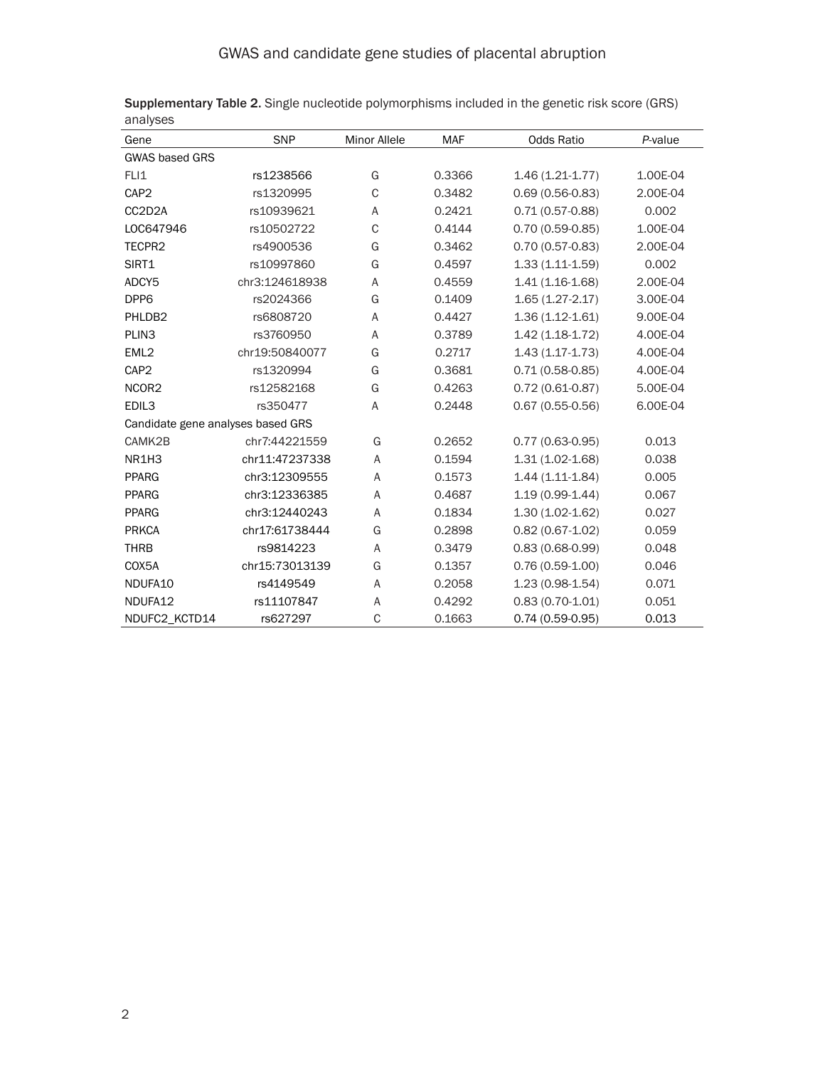**Supplementary Table 2.** Single nucleotide polymorphisms included in the genetic risk score (GRS) analyses

| Gene | SNP | Minor Allele | MAF | Odds Ratio | *P*-value |
|---|---|---|---|---|---|
| GWAS based GRS | | | | | |
| FLI1 | rs1238566 | G | 0.3366 | 1.46 (1.21-1.77) | 1.00E-04 |
| CAP2 | rs1320995 | C | 0.3482 | 0.69 (0.56-0.83) | 2.00E-04 |
| CC2D2A | rs10939621 | A | 0.2421 | 0.71 (0.57-0.88) | 0.002 |
| LOC647946 | rs10502722 | C | 0.4144 | 0.70 (0.59-0.85) | 1.00E-04 |
| TECPR2 | rs4900536 | G | 0.3462 | 0.70 (0.57-0.83) | 2.00E-04 |
| SIRT1 | rs10997860 | G | 0.4597 | 1.33 (1.11-1.59) | 0.002 |
| ADCY5 | chr3:124618938 | A | 0.4559 | 1.41 (1.16-1.68) | 2.00E-04 |
| DPP6 | rs2024366 | G | 0.1409 | 1.65 (1.27-2.17) | 3.00E-04 |
| PHLDB2 | rs6808720 | A | 0.4427 | 1.36 (1.12-1.61) | 9.00E-04 |
| PLIN3 | rs3760950 | A | 0.3789 | 1.42 (1.18-1.72) | 4.00E-04 |
| EML2 | chr19:50840077 | G | 0.2717 | 1.43 (1.17-1.73) | 4.00E-04 |
| CAP2 | rs1320994 | G | 0.3681 | 0.71 (0.58-0.85) | 4.00E-04 |
| NCOR2 | rs12582168 | G | 0.4263 | 0.72 (0.61-0.87) | 5.00E-04 |
| EDIL3 | rs350477 | A | 0.2448 | 0.67 (0.55-0.56) | 6.00E-04 |
| Candidate gene analyses based GRS | | | | | |
| CAMK2B | chr7:44221559 | G | 0.2652 | 0.77 (0.63-0.95) | 0.013 |
| NR1H3 | chr11:47237338 | A | 0.1594 | 1.31 (1.02-1.68) | 0.038 |
| PPARG | chr3:12309555 | A | 0.1573 | 1.44 (1.11-1.84) | 0.005 |
| PPARG | chr3:12336385 | A | 0.4687 | 1.19 (0.99-1.44) | 0.067 |
| PPARG | chr3:12440243 | A | 0.1834 | 1.30 (1.02-1.62) | 0.027 |
| PRKCA | chr17:61738444 | G | 0.2898 | 0.82 (0.67-1.02) | 0.059 |
| THRB | rs9814223 | A | 0.3479 | 0.83 (0.68-0.99) | 0.048 |
| COX5A | chr15:73013139 | G | 0.1357 | 0.76 (0.59-1.00) | 0.046 |
| NDUFA10 | rs4149549 | A | 0.2058 | 1.23 (0.98-1.54) | 0.071 |
| NDUFA12 | rs11107847 | A | 0.4292 | 0.83 (0.70-1.01) | 0.051 |
| NDUFC2_KCTD14 | rs627297 | C | 0.1663 | 0.74 (0.59-0.95) | 0.013 |